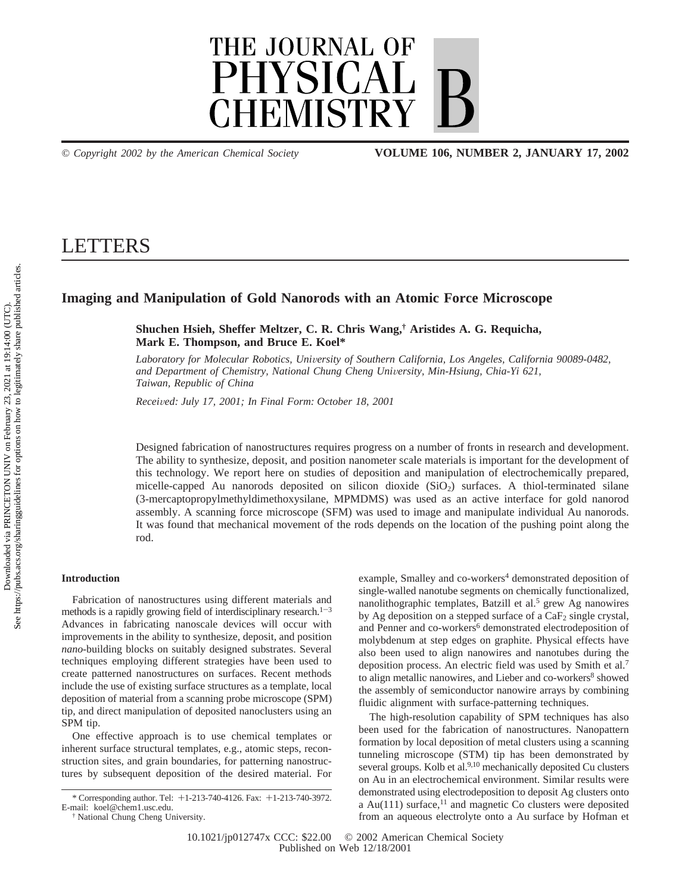# LETTERS

## Imaging and Manipulation of Gold Nanorods with an Atomic Force Microscope

**Shuchen Hsieh, Sheffer Meltzer, C. R. Chris Wang,[†] Aristides A. G. Requicha, Mark E. Thompson, and Bruce E. Koel***

*Laboratory for Molecular Robotics, University of Southern California, Los Angeles, California 90089-0482, and Department of Chemistry, National Chung Cheng University, Min-Hsiung, Chia-Yi 621, Taiwan, Republic of China*

*Received: July 17, 2001; In Final Form: October 18, 2001*

Designed fabrication of nanostructures requires progress on a number of fronts in research and development. The ability to synthesize, deposit, and position nanometer scale materials is important for the development of this technology. We report here on studies of deposition and manipulation of electrochemically prepared, micelle-capped Au nanorods deposited on silicon dioxide ($SiO_2$) surfaces. A thiol-terminated silane (3-mercaptopropylmethyldimethoxysilane, MPMDMS) was used as an active interface for gold nanorod assembly. A scanning force microscope (SFM) was used to image and manipulate individual Au nanorods. It was found that mechanical movement of the rods depends on the location of the pushing point along the rod.

### Introduction

Fabrication of nanostructures using different materials and methods is a rapidly growing field of interdisciplinary research.[1−3] Advances in fabricating nanoscale devices will occur with improvements in the ability to synthesize, deposit, and position *nano*-building blocks on suitably designed substrates. Several techniques employing different strategies have been used to create patterned nanostructures on surfaces. Recent methods include the use of existing surface structures as a template, local deposition of material from a scanning probe microscope (SPM) tip, and direct manipulation of deposited nanoclusters using an SPM tip.

One effective approach is to use chemical templates or inherent surface structural templates, e.g., atomic steps, reconstruction sites, and grain boundaries, for patterning nanostructures by subsequent deposition of the desired material. For example, Smalley and co-workers[4] demonstrated deposition of single-walled nanotube segments on chemically functionalized, nanolithographic templates, Batzill et al.[5] grew Ag nanowires by Ag deposition on a stepped surface of a $CaF_2$ single crystal, and Penner and co-workers[6] demonstrated electrodeposition of molybdenum at step edges on graphite. Physical effects have also been used to align nanowires and nanotubes during the deposition process. An electric field was used by Smith et al.[7] to align metallic nanowires, and Lieber and co-workers[8] showed the assembly of semiconductor nanowire arrays by combining fluidic alignment with surface-patterning techniques.

The high-resolution capability of SPM techniques has also been used for the fabrication of nanostructures. Nanopattern formation by local deposition of metal clusters using a scanning tunneling microscope (STM) tip has been demonstrated by several groups. Kolb et al.[9,10] mechanically deposited Cu clusters on Au in an electrochemical environment. Similar results were demonstrated using electrodeposition to deposit Ag clusters onto a Au(111) surface,[11] and magnetic Co clusters were deposited from an aqueous electrolyte onto a Au surface by Hofman et

\* Corresponding author. Tel: +1-213-740-4126. Fax: +1-213-740-3972. E-mail: koel@chem1.usc.edu.

† National Chung Cheng University.

10.1021/jp012747x CCC: $22.00 © 2002 American Chemical Society
Published on Web 12/18/2001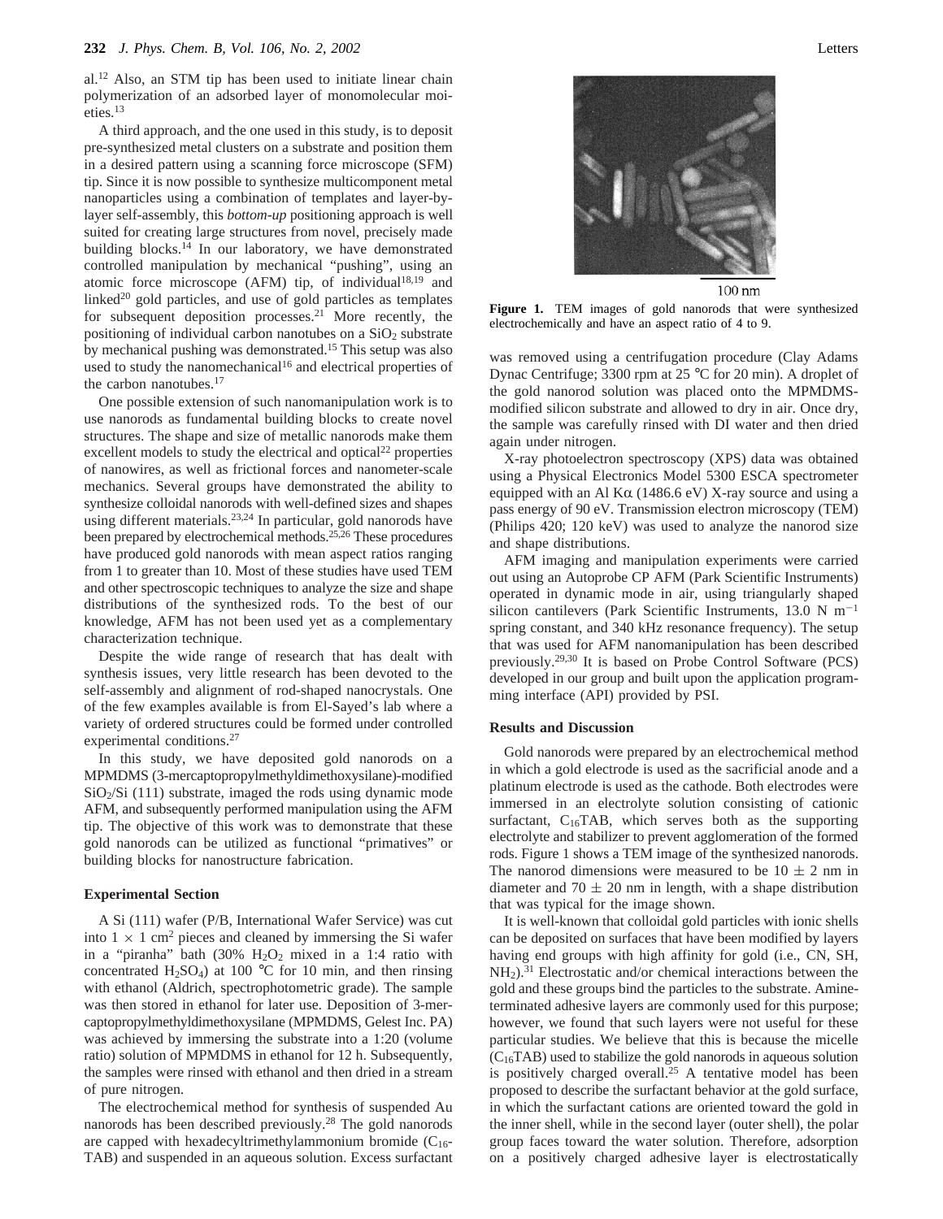al.[12] Also, an STM tip has been used to initiate linear chain polymerization of an adsorbed layer of monomolecular moieties.[13]

A third approach, and the one used in this study, is to deposit pre-synthesized metal clusters on a substrate and position them in a desired pattern using a scanning force microscope (SFM) tip. Since it is now possible to synthesize multicomponent metal nanoparticles using a combination of templates and layer-by-layer self-assembly, this *bottom-up* positioning approach is well suited for creating large structures from novel, precisely made building blocks.[14] In our laboratory, we have demonstrated controlled manipulation by mechanical "pushing", using an atomic force microscope (AFM) tip, of individual[18,19] and linked[20] gold particles, and use of gold particles as templates for subsequent deposition processes.[21] More recently, the positioning of individual carbon nanotubes on a $SiO_2$ substrate by mechanical pushing was demonstrated.[15] This setup was also used to study the nanomechanical[16] and electrical properties of the carbon nanotubes.[17]

One possible extension of such nanomanipulation work is to use nanorods as fundamental building blocks to create novel structures. The shape and size of metallic nanorods make them excellent models to study the electrical and optical[22] properties of nanowires, as well as frictional forces and nanometer-scale mechanics. Several groups have demonstrated the ability to synthesize colloidal nanorods with well-defined sizes and shapes using different materials.[23,24] In particular, gold nanorods have been prepared by electrochemical methods.[25,26] These procedures have produced gold nanorods with mean aspect ratios ranging from 1 to greater than 10. Most of these studies have used TEM and other spectroscopic techniques to analyze the size and shape distributions of the synthesized rods. To the best of our knowledge, AFM has not been used yet as a complementary characterization technique.

Despite the wide range of research that has dealt with synthesis issues, very little research has been devoted to the self-assembly and alignment of rod-shaped nanocrystals. One of the few examples available is from El-Sayed's lab where a variety of ordered structures could be formed under controlled experimental conditions.[27]

In this study, we have deposited gold nanorods on a MPMDMS (3-mercaptopropylmethyldimethoxysilane)-modified $SiO_2$/Si (111) substrate, imaged the rods using dynamic mode AFM, and subsequently performed manipulation using the AFM tip. The objective of this work was to demonstrate that these gold nanorods can be utilized as functional "primatives" or building blocks for nanostructure fabrication.

## Experimental Section

A Si (111) wafer (P/B, International Wafer Service) was cut into $1 \times 1$ cm$^2$ pieces and cleaned by immersing the Si wafer in a "piranha" bath (30% $H_2O_2$ mixed in a 1:4 ratio with concentrated $H_2SO_4$) at 100 °C for 10 min, and then rinsing with ethanol (Aldrich, spectrophotometric grade). The sample was then stored in ethanol for later use. Deposition of 3-mercaptopropylmethyldimethoxysilane (MPMDMS, Gelest Inc. PA) was achieved by immersing the substrate into a 1:20 (volume ratio) solution of MPMDMS in ethanol for 12 h. Subsequently, the samples were rinsed with ethanol and then dried in a stream of pure nitrogen.

The electrochemical method for synthesis of suspended Au nanorods has been described previously.[28] The gold nanorods are capped with hexadecyltrimethylammonium bromide ($C_{16}$TAB) and suspended in an aqueous solution. Excess surfactant was removed using a centrifugation procedure (Clay Adams Dynac Centrifuge; 3300 rpm at 25 °C for 20 min). A droplet of the gold nanorod solution was placed onto the MPMDMS-modified silicon substrate and allowed to dry in air. Once dry, the sample was carefully rinsed with DI water and then dried again under nitrogen.

X-ray photoelectron spectroscopy (XPS) data was obtained using a Physical Electronics Model 5300 ESCA spectrometer equipped with an Al Kα (1486.6 eV) X-ray source and using a pass energy of 90 eV. Transmission electron microscopy (TEM) (Philips 420; 120 keV) was used to analyze the nanorod size and shape distributions.

AFM imaging and manipulation experiments were carried out using an Autoprobe CP AFM (Park Scientific Instruments) operated in dynamic mode in air, using triangularly shaped silicon cantilevers (Park Scientific Instruments, 13.0 N m$^{-1}$ spring constant, and 340 kHz resonance frequency). The setup that was used for AFM nanomanipulation has been described previously.[29,30] It is based on Probe Control Software (PCS) developed in our group and built upon the application programming interface (API) provided by PSI.

100 nm

**Figure 1.** TEM images of gold nanorods that were synthesized electrochemically and have an aspect ratio of 4 to 9.

## Results and Discussion

Gold nanorods were prepared by an electrochemical method in which a gold electrode is used as the sacrificial anode and a platinum electrode is used as the cathode. Both electrodes were immersed in an electrolyte solution consisting of cationic surfactant, $C_{16}$TAB, which serves both as the supporting electrolyte and stabilizer to prevent agglomeration of the formed rods. Figure 1 shows a TEM image of the synthesized nanorods. The nanorod dimensions were measured to be $10 \pm 2$ nm in diameter and $70 \pm 20$ nm in length, with a shape distribution that was typical for the image shown.

It is well-known that colloidal gold particles with ionic shells can be deposited on surfaces that have been modified by layers having end groups with high affinity for gold (i.e., CN, SH, $NH_2$).[31] Electrostatic and/or chemical interactions between the gold and these groups bind the particles to the substrate. Amine-terminated adhesive layers are commonly used for this purpose; however, we found that such layers were not useful for these particular studies. We believe that this is because the micelle ($C_{16}$TAB) used to stabilize the gold nanorods in aqueous solution is positively charged overall.[25] A tentative model has been proposed to describe the surfactant behavior at the gold surface, in which the surfactant cations are oriented toward the gold in the inner shell, while in the second layer (outer shell), the polar group faces toward the water solution. Therefore, adsorption on a positively charged adhesive layer is electrostatically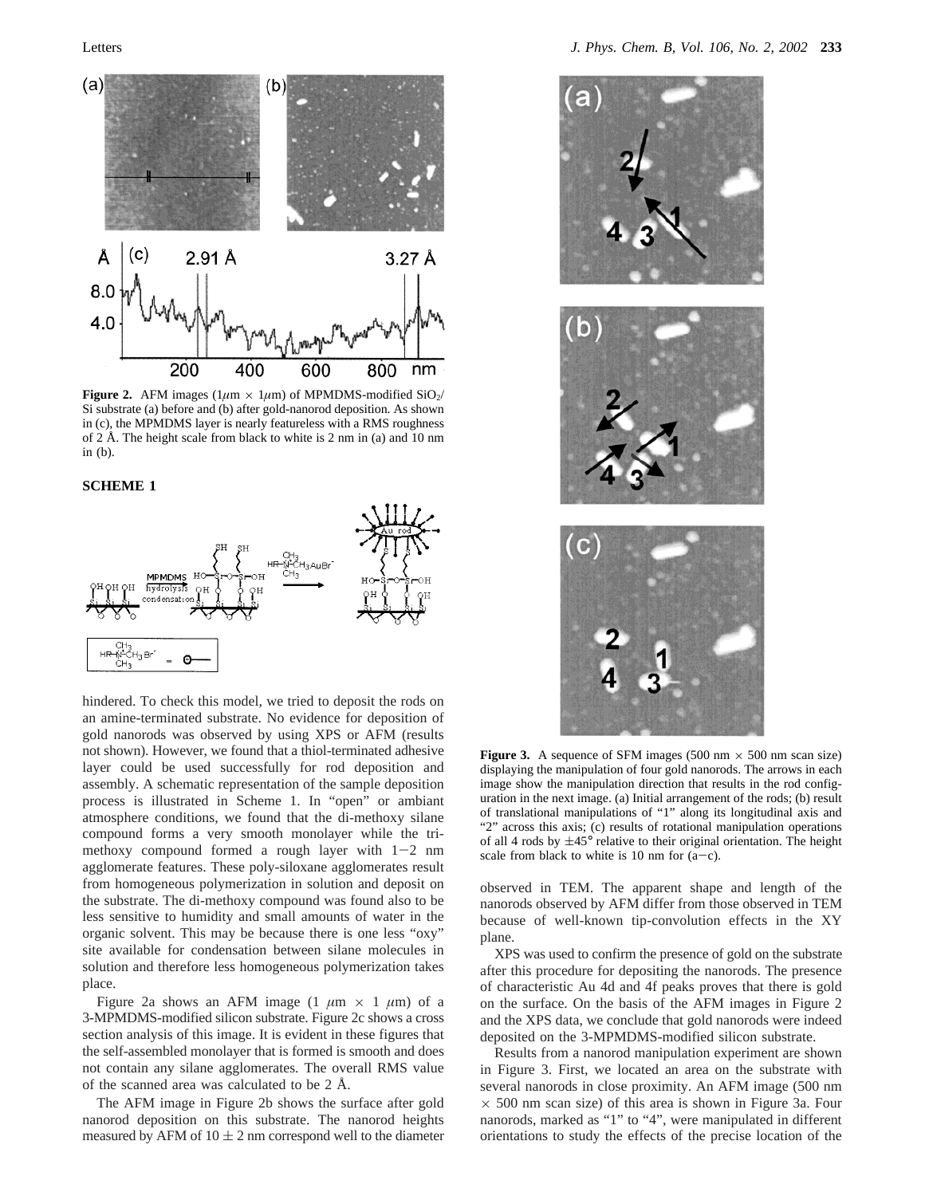**Figure 2.** AFM images (1$\mu$m × 1$\mu$m) of MPMDMS-modified $SiO_2$/Si substrate (a) before and (b) after gold-nanorod deposition. As shown in (c), the MPMDMS layer is nearly featureless with a RMS roughness of 2 Å. The height scale from black to white is 2 nm in (a) and 10 nm in (b).

**SCHEME 1**

hindered. To check this model, we tried to deposit the rods on an amine-terminated substrate. No evidence for deposition of gold nanorods was observed by using XPS or AFM (results not shown). However, we found that a thiol-terminated adhesive layer could be used successfully for rod deposition and assembly. A schematic representation of the sample deposition process is illustrated in Scheme 1. In "open" or ambiant atmosphere conditions, we found that the di-methoxy silane compound forms a very smooth monolayer while the tri-methoxy compound formed a rough layer with 1−2 nm agglomerate features. These poly-siloxane agglomerates result from homogeneous polymerization in solution and deposit on the substrate. The di-methoxy compound was found also to be less sensitive to humidity and small amounts of water in the organic solvent. This may be because there is one less "oxy" site available for condensation between silane molecules in solution and therefore less homogeneous polymerization takes place.

Figure 2a shows an AFM image (1 $\mu$m × 1 $\mu$m) of a 3-MPMDMS-modified silicon substrate. Figure 2c shows a cross section analysis of this image. It is evident in these figures that the self-assembled monolayer that is formed is smooth and does not contain any silane agglomerates. The overall RMS value of the scanned area was calculated to be 2 Å.

The AFM image in Figure 2b shows the surface after gold nanorod deposition on this substrate. The nanorod heights measured by AFM of 10 ± 2 nm correspond well to the diameter observed in TEM. The apparent shape and length of the nanorods observed by AFM differ from those observed in TEM because of well-known tip-convolution effects in the XY plane.

XPS was used to confirm the presence of gold on the substrate after this procedure for depositing the nanorods. The presence of characteristic Au 4d and 4f peaks proves that there is gold on the surface. On the basis of the AFM images in Figure 2 and the XPS data, we conclude that gold nanorods were indeed deposited on the 3-MPMDMS-modified silicon substrate.

Results from a nanorod manipulation experiment are shown in Figure 3. First, we located an area on the substrate with several nanorods in close proximity. An AFM image (500 nm × 500 nm scan size) of this area is shown in Figure 3a. Four nanorods, marked as "1" to "4", were manipulated in different orientations to study the effects of the precise location of the

**Figure 3.** A sequence of SFM images (500 nm × 500 nm scan size) displaying the manipulation of four gold nanorods. The arrows in each image show the manipulation direction that results in the rod configuration in the next image. (a) Initial arrangement of the rods; (b) result of translational manipulations of "1" along its longitudinal axis and "2" across this axis; (c) results of rotational manipulation operations of all 4 rods by ±45° relative to their original orientation. The height scale from black to white is 10 nm for (a−c).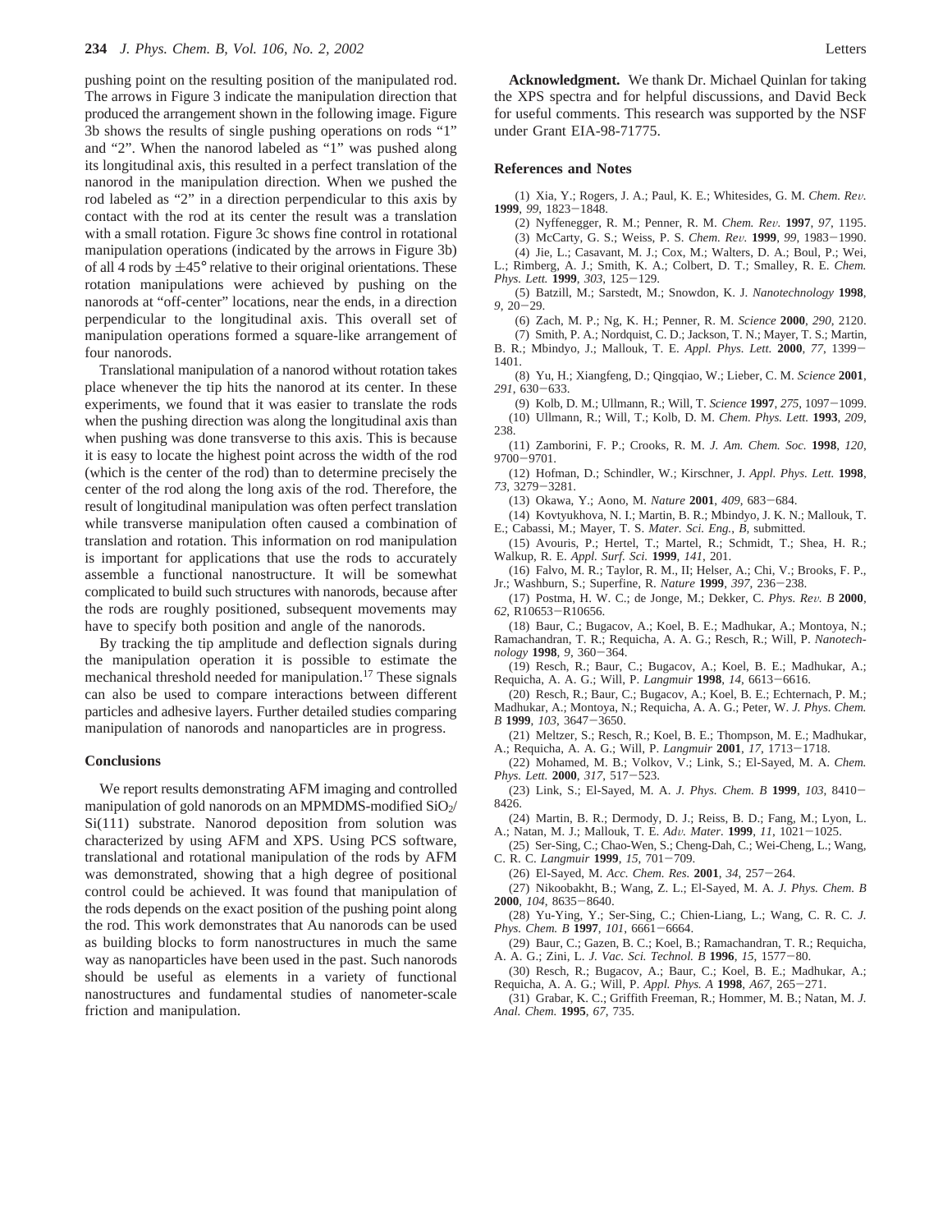pushing point on the resulting position of the manipulated rod. The arrows in Figure 3 indicate the manipulation direction that produced the arrangement shown in the following image. Figure 3b shows the results of single pushing operations on rods "1" and "2". When the nanorod labeled as "1" was pushed along its longitudinal axis, this resulted in a perfect translation of the nanorod in the manipulation direction. When we pushed the rod labeled as "2" in a direction perpendicular to this axis by contact with the rod at its center the result was a translation with a small rotation. Figure 3c shows fine control in rotational manipulation operations (indicated by the arrows in Figure 3b) of all 4 rods by $\pm 45°$ relative to their original orientations. These rotation manipulations were achieved by pushing on the nanorods at "off-center" locations, near the ends, in a direction perpendicular to the longitudinal axis. This overall set of manipulation operations formed a square-like arrangement of four nanorods.

Translational manipulation of a nanorod without rotation takes place whenever the tip hits the nanorod at its center. In these experiments, we found that it was easier to translate the rods when the pushing direction was along the longitudinal axis than when pushing was done transverse to this axis. This is because it is easy to locate the highest point across the width of the rod (which is the center of the rod) than to determine precisely the center of the rod along the long axis of the rod. Therefore, the result of longitudinal manipulation was often perfect translation while transverse manipulation often caused a combination of translation and rotation. This information on rod manipulation is important for applications that use the rods to accurately assemble a functional nanostructure. It will be somewhat complicated to build such structures with nanorods, because after the rods are roughly positioned, subsequent movements may have to specify both position and angle of the nanorods.

By tracking the tip amplitude and deflection signals during the manipulation operation it is possible to estimate the mechanical threshold needed for manipulation.[17] These signals can also be used to compare interactions between different particles and adhesive layers. Further detailed studies comparing manipulation of nanorods and nanoparticles are in progress.

## Conclusions

We report results demonstrating AFM imaging and controlled manipulation of gold nanorods on an MPMDMS-modified $SiO_2$/Si(111) substrate. Nanorod deposition from solution was characterized by using AFM and XPS. Using PCS software, translational and rotational manipulation of the rods by AFM was demonstrated, showing that a high degree of positional control could be achieved. It was found that manipulation of the rods depends on the exact position of the pushing point along the rod. This work demonstrates that Au nanorods can be used as building blocks to form nanostructures in much the same way as nanoparticles have been used in the past. Such nanorods should be useful as elements in a variety of functional nanostructures and fundamental studies of nanometer-scale friction and manipulation.

**Acknowledgment.** We thank Dr. Michael Quinlan for taking the XPS spectra and for helpful discussions, and David Beck for useful comments. This research was supported by the NSF under Grant EIA-98-71775.

## References and Notes

(1) Xia, Y.; Rogers, J. A.; Paul, K. E.; Whitesides, G. M. *Chem. Rev.* **1999**, *99*, 1823−1848.

(2) Nyffenegger, R. M.; Penner, R. M. *Chem. Rev.* **1997**, *97*, 1195.

(3) McCarty, G. S.; Weiss, P. S. *Chem. Rev.* **1999**, *99*, 1983−1990.

(4) Jie, L.; Casavant, M. J.; Cox, M.; Walters, D. A.; Boul, P.; Wei, L.; Rimberg, A. J.; Smith, K. A.; Colbert, D. T.; Smalley, R. E. *Chem. Phys. Lett.* **1999**, *303*, 125−129.

(5) Batzill, M.; Sarstedt, M.; Snowdon, K. J. *Nanotechnology* **1998**, *9*, 20−29.

(6) Zach, M. P.; Ng, K. H.; Penner, R. M. *Science* **2000**, *290*, 2120.

(7) Smith, P. A.; Nordquist, C. D.; Jackson, T. N.; Mayer, T. S.; Martin, B. R.; Mbindyo, J.; Mallouk, T. E. *Appl. Phys. Lett.* **2000**, *77*, 1399−1401.

(8) Yu, H.; Xiangfeng, D.; Qingqiao, W.; Lieber, C. M. *Science* **2001**, *291*, 630−633.

(9) Kolb, D. M.; Ullmann, R.; Will, T. *Science* **1997**, *275*, 1097−1099.

(10) Ullmann, R.; Will, T.; Kolb, D. M. *Chem. Phys. Lett.* **1993**, *209*, 238.

(11) Zamborini, F. P.; Crooks, R. M. *J. Am. Chem. Soc.* **1998**, *120*, 9700−9701.

(12) Hofman, D.; Schindler, W.; Kirschner, J. *Appl. Phys. Lett.* **1998**, *73*, 3279−3281.

(13) Okawa, Y.; Aono, M. *Nature* **2001**, *409*, 683−684.

(14) Kovtyukhova, N. I.; Martin, B. R.; Mbindyo, J. K. N.; Mallouk, T. E.; Cabassi, M.; Mayer, T. S. *Mater. Sci. Eng., B*, submitted.

(15) Avouris, P.; Hertel, T.; Martel, R.; Schmidt, T.; Shea, H. R.; Walkup, R. E. *Appl. Surf. Sci.* **1999**, *141*, 201.

(16) Falvo, M. R.; Taylor, R. M., II; Helser, A.; Chi, V.; Brooks, F. P., Jr.; Washburn, S.; Superfine, R. *Nature* **1999**, *397*, 236−238.

(17) Postma, H. W. C.; de Jonge, M.; Dekker, C. *Phys. Rev. B* **2000**, *62*, R10653−R10656.

(18) Baur, C.; Bugacov, A.; Koel, B. E.; Madhukar, A.; Montoya, N.; Ramachandran, T. R.; Requicha, A. A. G.; Resch, R.; Will, P. *Nanotechnology* **1998**, *9*, 360−364.

(19) Resch, R.; Baur, C.; Bugacov, A.; Koel, B. E.; Madhukar, A.; Requicha, A. A. G.; Will, P. *Langmuir* **1998**, *14*, 6613−6616.

(20) Resch, R.; Baur, C.; Bugacov, A.; Koel, B. E.; Echternach, P. M.; Madhukar, A.; Montoya, N.; Requicha, A. A. G.; Peter, W. *J. Phys. Chem. B* **1999**, *103*, 3647−3650.

(21) Meltzer, S.; Resch, R.; Koel, B. E.; Thompson, M. E.; Madhukar, A.; Requicha, A. A. G.; Will, P. *Langmuir* **2001**, *17*, 1713−1718.

(22) Mohamed, M. B.; Volkov, V.; Link, S.; El-Sayed, M. A. *Chem. Phys. Lett.* **2000**, *317*, 517−523.

(23) Link, S.; El-Sayed, M. A. *J. Phys. Chem. B* **1999**, *103*, 8410−8426.

(24) Martin, B. R.; Dermody, D. J.; Reiss, B. D.; Fang, M.; Lyon, L. A.; Natan, M. J.; Mallouk, T. E. *Adv. Mater.* **1999**, *11*, 1021−1025.

(25) Ser-Sing, C.; Chao-Wen, S.; Cheng-Dah, C.; Wei-Cheng, L.; Wang, C. R. C. *Langmuir* **1999**, *15*, 701−709.

(26) El-Sayed, M. *Acc. Chem. Res.* **2001**, *34*, 257−264.

(27) Nikoobakht, B.; Wang, Z. L.; El-Sayed, M. A. *J. Phys. Chem. B* **2000**, *104*, 8635−8640.

(28) Yu-Ying, Y.; Ser-Sing, C.; Chien-Liang, L.; Wang, C. R. C. *J. Phys. Chem. B* **1997**, *101*, 6661−6664.

(29) Baur, C.; Gazen, B. C.; Koel, B.; Ramachandran, T. R.; Requicha, A. A. G.; Zini, L. *J. Vac. Sci. Technol. B* **1996**, *15*, 1577−80.

(30) Resch, R.; Bugacov, A.; Baur, C.; Koel, B. E.; Madhukar, A.; Requicha, A. A. G.; Will, P. *Appl. Phys. A* **1998**, *A67*, 265−271.

(31) Grabar, K. C.; Griffith Freeman, R.; Hommer, M. B.; Natan, M. *J. Anal. Chem.* **1995**, *67*, 735.